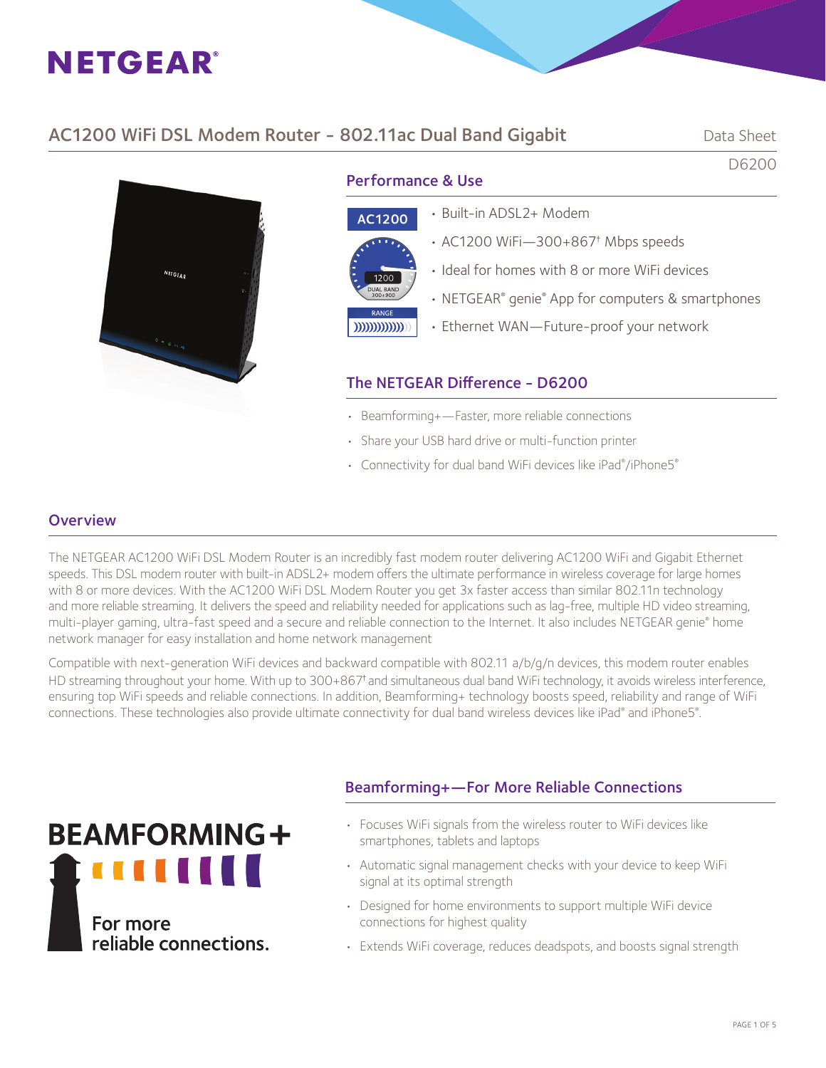# NETGEAR®

## AC1200 WiFi DSL Modem Router - 802.11ac Dual Band Gigabit

Data Sheet

D6200

### Performance & Use

AC1200

1200 DUAL BAND 300+900

RANGE

- Built-in ADSL2+ Modem
- AC1200 WiFi—300+867† Mbps speeds
- Ideal for homes with 8 or more WiFi devices
- NETGEAR® genie® App for computers & smartphones
- Ethernet WAN—Future-proof your network

### The NETGEAR Difference - D6200

- Beamforming+—Faster, more reliable connections
- Share your USB hard drive or multi-function printer
- Connectivity for dual band WiFi devices like iPad®/iPhone5®

### Overview

The NETGEAR AC1200 WiFi DSL Modem Router is an incredibly fast modem router delivering AC1200 WiFi and Gigabit Ethernet speeds. This DSL modem router with built-in ADSL2+ modem offers the ultimate performance in wireless coverage for large homes with 8 or more devices. With the AC1200 WiFi DSL Modem Router you get 3x faster access than similar 802.11n technology and more reliable streaming. It delivers the speed and reliability needed for applications such as lag-free, multiple HD video streaming, multi-player gaming, ultra-fast speed and a secure and reliable connection to the Internet. It also includes NETGEAR genie® home network manager for easy installation and home network management

Compatible with next-generation WiFi devices and backward compatible with 802.11 a/b/g/n devices, this modem router enables HD streaming throughout your home. With up to 300+867† and simultaneous dual band WiFi technology, it avoids wireless interference, ensuring top WiFi speeds and reliable connections. In addition, Beamforming+ technology boosts speed, reliability and range of WiFi connections. These technologies also provide ultimate connectivity for dual band wireless devices like iPad® and iPhone5®.

BEAMFORMING+

For more reliable connections.

### Beamforming+—For More Reliable Connections

- Focuses WiFi signals from the wireless router to WiFi devices like smartphones, tablets and laptops
- Automatic signal management checks with your device to keep WiFi signal at its optimal strength
- Designed for home environments to support multiple WiFi device connections for highest quality
- Extends WiFi coverage, reduces deadspots, and boosts signal strength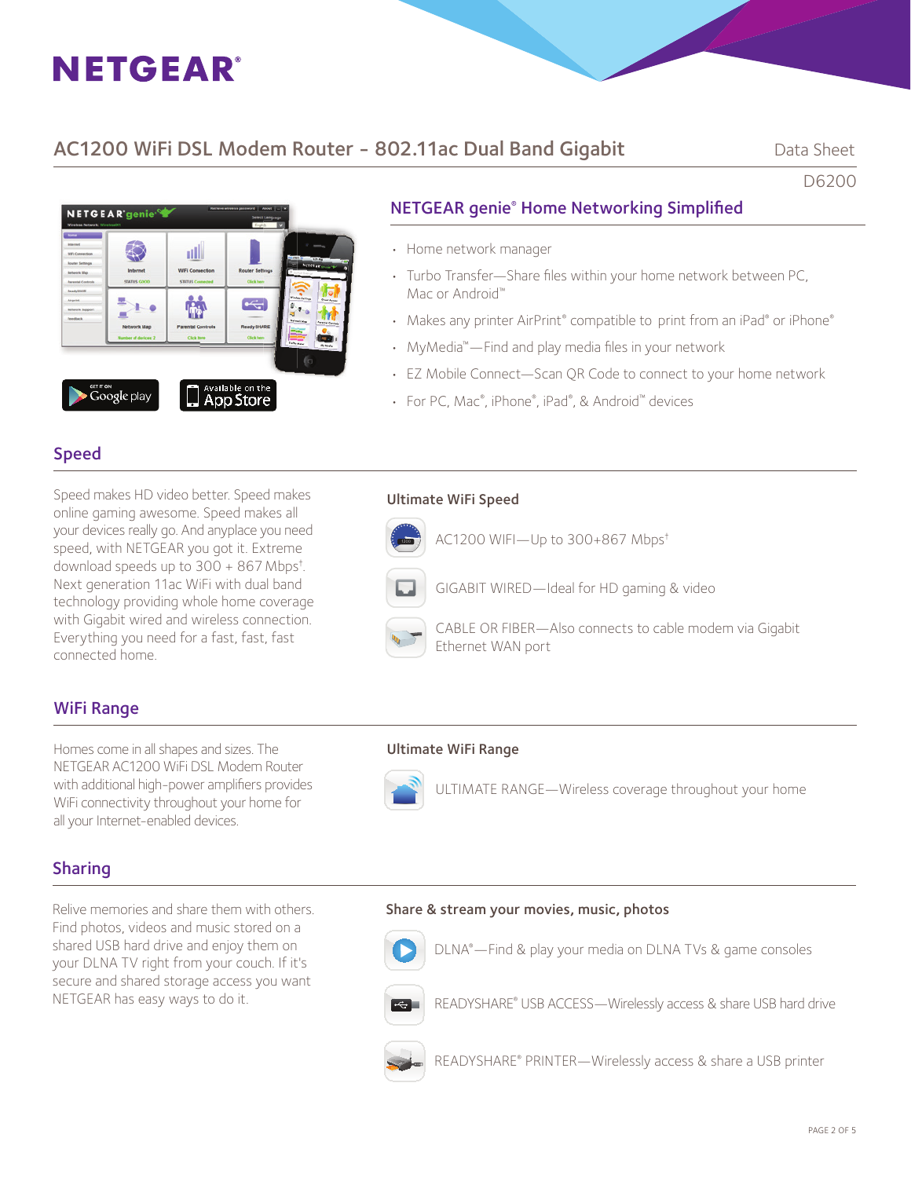# AC1200 WiFi DSL Modem Router - 802.11ac Dual Band Gigabit

Data Sheet

D6200

## NETGEAR genie® Home Networking Simplified

- Home network manager
- Turbo Transfer—Share files within your home network between PC, Mac or Android™
- Makes any printer AirPrint® compatible to print from an iPad® or iPhone®
- MyMedia™—Find and play media files in your network
- EZ Mobile Connect—Scan QR Code to connect to your home network
- For PC, Mac®, iPhone®, iPad®, & Android™ devices

## Speed

Speed makes HD video better. Speed makes online gaming awesome. Speed makes all your devices really go. And anyplace you need speed, with NETGEAR you got it. Extreme download speeds up to 300 + 867 Mbps†. Next generation 11ac WiFi with dual band technology providing whole home coverage with Gigabit wired and wireless connection. Everything you need for a fast, fast, fast connected home.

### Ultimate WiFi Speed

- AC1200 WIFI—Up to 300+867 Mbps†
- GIGABIT WIRED—Ideal for HD gaming & video
- CABLE OR FIBER—Also connects to cable modem via Gigabit Ethernet WAN port

## WiFi Range

Homes come in all shapes and sizes. The NETGEAR AC1200 WiFi DSL Modem Router with additional high-power amplifiers provides WiFi connectivity throughout your home for all your Internet-enabled devices.

### Ultimate WiFi Range

- ULTIMATE RANGE—Wireless coverage throughout your home

## Sharing

Relive memories and share them with others. Find photos, videos and music stored on a shared USB hard drive and enjoy them on your DLNA TV right from your couch. If it's secure and shared storage access you want NETGEAR has easy ways to do it.

### Share & stream your movies, music, photos

- DLNA®—Find & play your media on DLNA TVs & game consoles
- READYSHARE® USB ACCESS—Wirelessly access & share USB hard drive
- READYSHARE® PRINTER—Wirelessly access & share a USB printer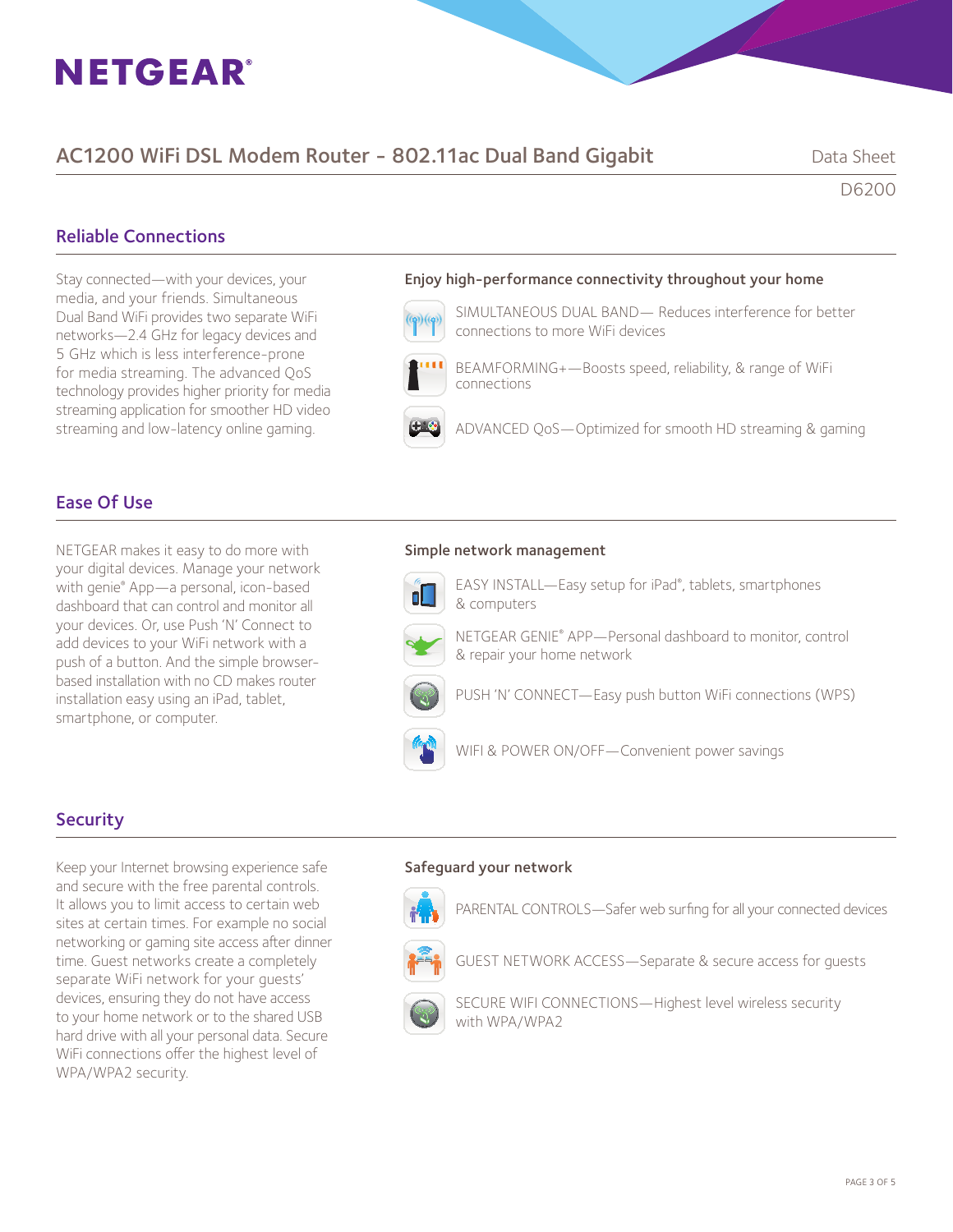# NETGEAR®

## AC1200 WiFi DSL Modem Router - 802.11ac Dual Band Gigabit

Data Sheet
D6200

### Reliable Connections

Stay connected—with your devices, your media, and your friends. Simultaneous Dual Band WiFi provides two separate WiFi networks—2.4 GHz for legacy devices and 5 GHz which is less interference-prone for media streaming. The advanced QoS technology provides higher priority for media streaming application for smoother HD video streaming and low-latency online gaming.

**Enjoy high-performance connectivity throughout your home**

- SIMULTANEOUS DUAL BAND— Reduces interference for better connections to more WiFi devices
- BEAMFORMING+—Boosts speed, reliability, & range of WiFi connections
- ADVANCED QoS—Optimized for smooth HD streaming & gaming

### Ease Of Use

NETGEAR makes it easy to do more with your digital devices. Manage your network with genie® App—a personal, icon-based dashboard that can control and monitor all your devices. Or, use Push 'N' Connect to add devices to your WiFi network with a push of a button. And the simple browser-based installation with no CD makes router installation easy using an iPad, tablet, smartphone, or computer.

**Simple network management**

- EASY INSTALL—Easy setup for iPad®, tablets, smartphones & computers
- NETGEAR GENIE® APP—Personal dashboard to monitor, control & repair your home network
- PUSH 'N' CONNECT—Easy push button WiFi connections (WPS)
- WIFI & POWER ON/OFF—Convenient power savings

### Security

Keep your Internet browsing experience safe and secure with the free parental controls. It allows you to limit access to certain web sites at certain times. For example no social networking or gaming site access after dinner time. Guest networks create a completely separate WiFi network for your guests' devices, ensuring they do not have access to your home network or to the shared USB hard drive with all your personal data. Secure WiFi connections offer the highest level of WPA/WPA2 security.

**Safeguard your network**

- PARENTAL CONTROLS—Safer web surfing for all your connected devices
- GUEST NETWORK ACCESS—Separate & secure access for guests
- SECURE WIFI CONNECTIONS—Highest level wireless security with WPA/WPA2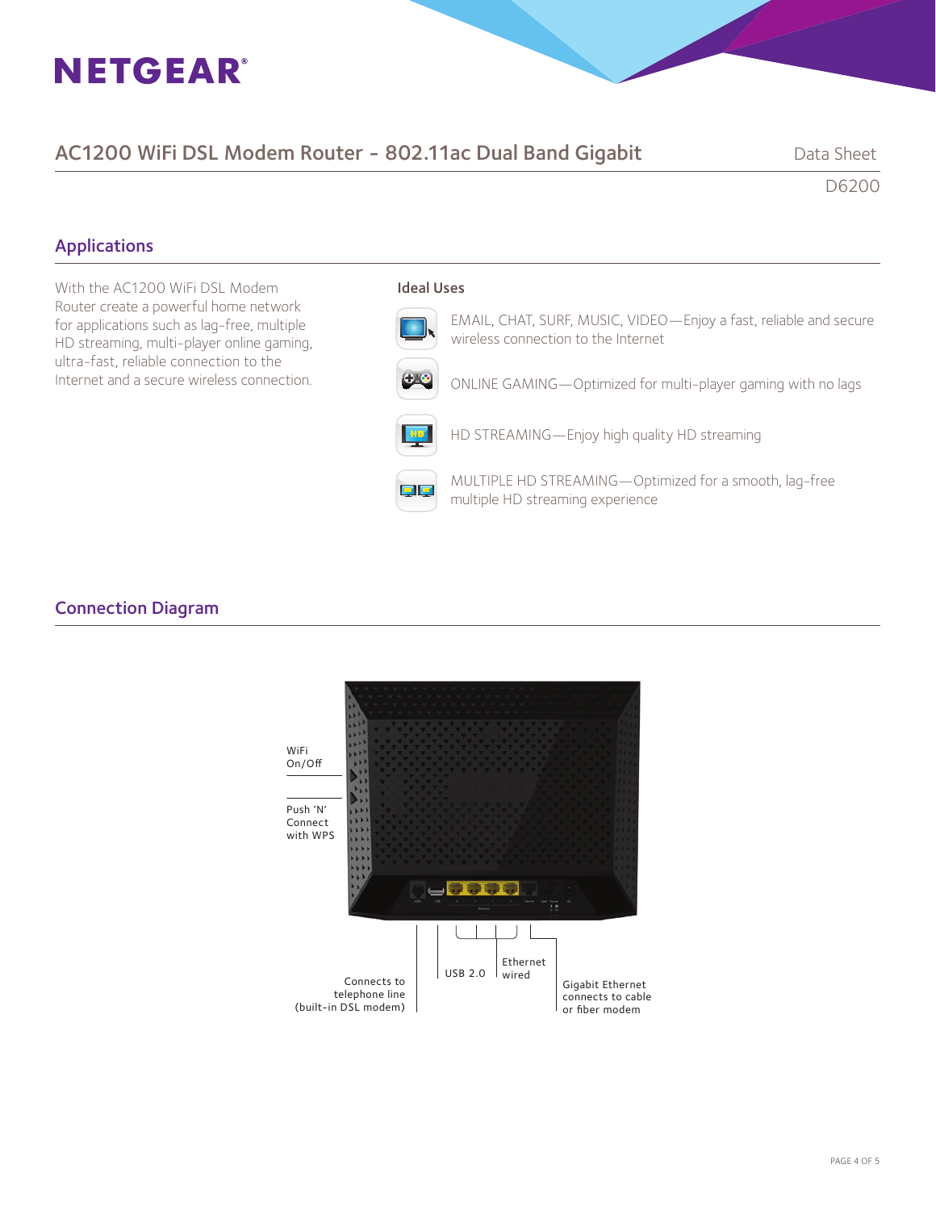# NETGEAR

## AC1200 WiFi DSL Modem Router - 802.11ac Dual Band Gigabit

Data Sheet

D6200

## Applications

With the AC1200 WiFi DSL Modem Router create a powerful home network for applications such as lag-free, multiple HD streaming, multi-player online gaming, ultra-fast, reliable connection to the Internet and a secure wireless connection.

### Ideal Uses

- EMAIL, CHAT, SURF, MUSIC, VIDEO—Enjoy a fast, reliable and secure wireless connection to the Internet
- ONLINE GAMING—Optimized for multi-player gaming with no lags
- HD STREAMING—Enjoy high quality HD streaming
- MULTIPLE HD STREAMING—Optimized for a smooth, lag-free multiple HD streaming experience

## Connection Diagram

WiFi On/Off

Push 'N' Connect with WPS

Connects to telephone line (built-in DSL modem)

USB 2.0

Ethernet wired

Gigabit Ethernet connects to cable or fiber modem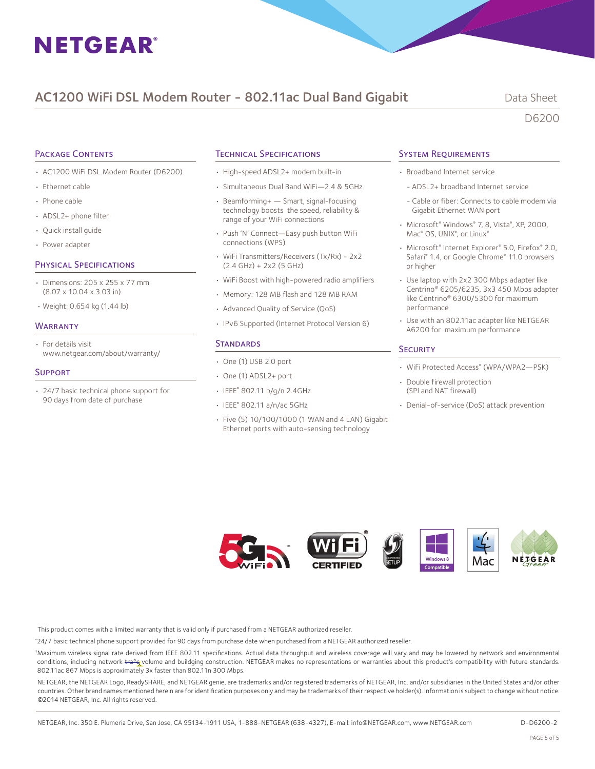# NETGEAR®

## AC1200 WiFi DSL Modem Router - 802.11ac Dual Band Gigabit

Data Sheet

D6200

### Package Contents

- AC1200 WiFi DSL Modem Router (D6200)
- Ethernet cable
- Phone cable
- ADSL2+ phone filter
- Quick install guide
- Power adapter

### Physical Specifications

- Dimensions: 205 x 255 x 77 mm (8.07 x 10.04 x 3.03 in)
- Weight: 0.654 kg (1.44 lb)

### Warranty

- For details visit www.netgear.com/about/warranty/

### Support

- 24/7 basic technical phone support for 90 days from date of purchase

### Technical Specifications

- High-speed ADSL2+ modem built-in
- Simultaneous Dual Band WiFi—2.4 & 5GHz
- Beamforming+ — Smart, signal-focusing technology boosts the speed, reliability & range of your WiFi connections
- Push 'N' Connect—Easy push button WiFi connections (WPS)
- WiFi Transmitters/Receivers (Tx/Rx) - 2x2 (2.4 GHz) + 2x2 (5 GHz)
- WiFi Boost with high-powered radio amplifiers
- Memory: 128 MB flash and 128 MB RAM
- Advanced Quality of Service (QoS)
- IPv6 Supported (Internet Protocol Version 6)

### Standards

- One (1) USB 2.0 port
- One (1) ADSL2+ port
- IEEE® 802.11 b/g/n 2.4GHz
- IEEE® 802.11 a/n/ac 5GHz
- Five (5) 10/100/1000 (1 WAN and 4 LAN) Gigabit Ethernet ports with auto-sensing technology

### System Requirements

- Broadband Internet service
  - ADSL2+ broadband Internet service
  - Cable or fiber: Connects to cable modem via Gigabit Ethernet WAN port
- Microsoft® Windows® 7, 8, Vista®, XP, 2000, Mac® OS, UNIX®, or Linux®
- Microsoft® Internet Explorer® 5.0, Firefox® 2.0, Safari® 1.4, or Google Chrome® 11.0 browsers or higher
- Use laptop with 2x2 300 Mbps adapter like Centrino® 6205/6235, 3x3 450 Mbps adapter like Centrino® 6300/5300 for maximum performance
- Use with an 802.11ac adapter like NETGEAR A6200 for maximum performance

### Security

- WiFi Protected Access® (WPA/WPA2—PSK)
- Double firewall protection (SPI and NAT firewall)
- Denial-of-service (DoS) attack prevention

This product comes with a limited warranty that is valid only if purchased from a NETGEAR authorized reseller.

*24/7 basic technical phone support provided for 90 days from purchase date when purchased from a NETGEAR authorized reseller.

†Maximum wireless signal rate derived from IEEE 802.11 specifications. Actual data throughput and wireless coverage will vary and may be lowered by network and environmental conditions, including network traffic volume and buildging construction. NETGEAR makes no representations or warranties about this product's compatibility with future standards. 802.11ac 867 Mbps is approximately 3x faster than 802.11n 300 Mbps.

NETGEAR, the NETGEAR Logo, ReadySHARE, and NETGEAR genie, are trademarks and/or registered trademarks of NETGEAR, Inc. and/or subsidiaries in the United States and/or other countries. Other brand names mentioned herein are for identification purposes only and may be trademarks of their respective holder(s). Information is subject to change without notice. ©2014 NETGEAR, Inc. All rights reserved.

NETGEAR, Inc. 350 E. Plumeria Drive, San Jose, CA 95134-1911 USA, 1-888-NETGEAR (638-4327), E-mail: info@NETGEAR.com, www.NETGEAR.com

D-D6200-2